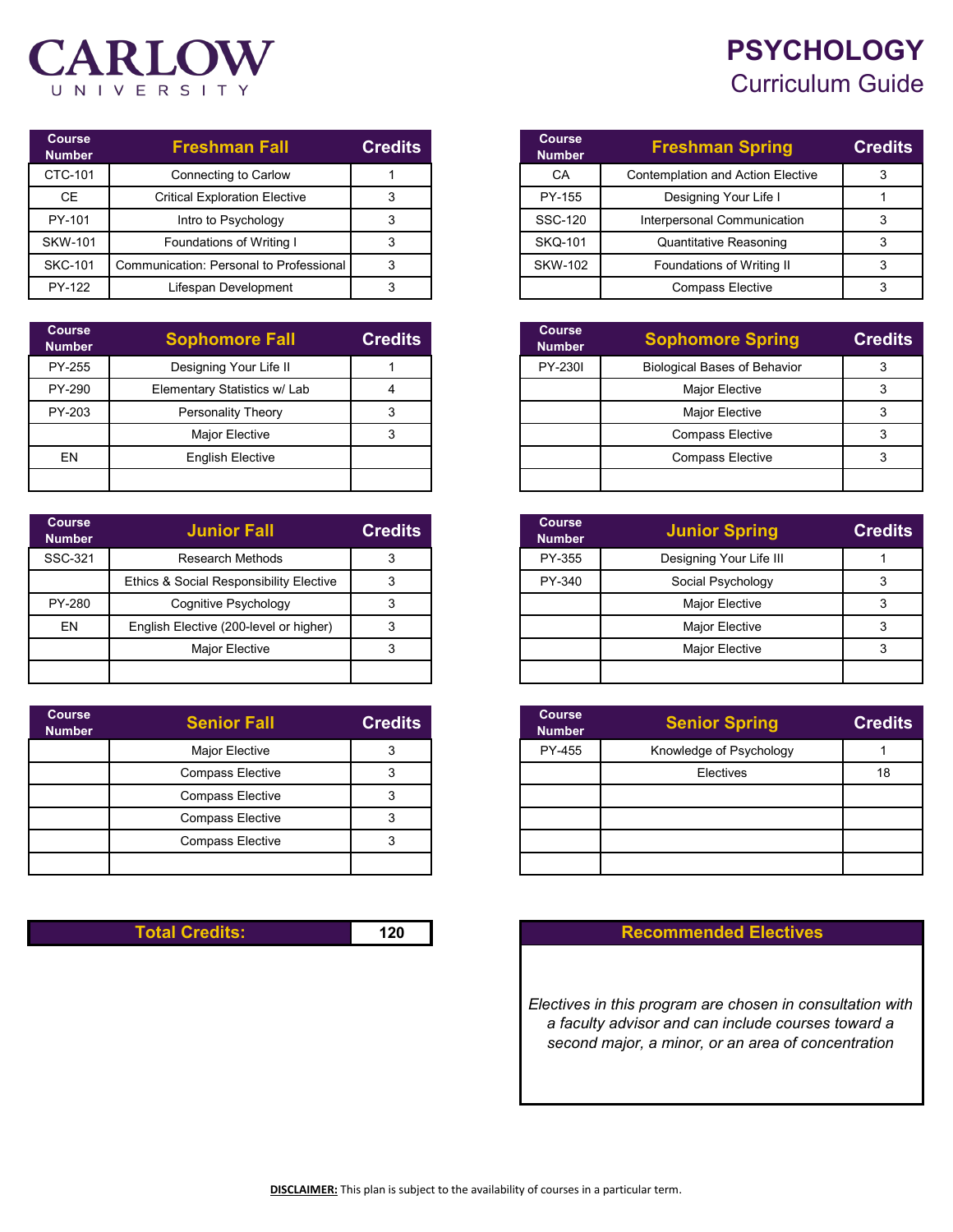# CARLOW UNIVERSITY

# PSYCHOLOGY
## Curriculum Guide

| Course Number | Freshman Fall | Credits |
|---|---|---|
| CTC-101 | Connecting to Carlow | 1 |
| CE | Critical Exploration Elective | 3 |
| PY-101 | Intro to Psychology | 3 |
| SKW-101 | Foundations of Writing I | 3 |
| SKC-101 | Communication: Personal to Professional | 3 |
| PY-122 | Lifespan Development | 3 |

| Course Number | Freshman Spring | Credits |
|---|---|---|
| CA | Contemplation and Action Elective | 3 |
| PY-155 | Designing Your Life I | 1 |
| SSC-120 | Interpersonal Communication | 3 |
| SKQ-101 | Quantitative Reasoning | 3 |
| SKW-102 | Foundations of Writing II | 3 |
| | Compass Elective | 3 |

| Course Number | Sophomore Fall | Credits |
|---|---|---|
| PY-255 | Designing Your Life II | 1 |
| PY-290 | Elementary Statistics w/ Lab | 4 |
| PY-203 | Personality Theory | 3 |
| | Major Elective | 3 |
| EN | English Elective | |
| | | |

| Course Number | Sophomore Spring | Credits |
|---|---|---|
| PY-230I | Biological Bases of Behavior | 3 |
| | Major Elective | 3 |
| | Major Elective | 3 |
| | Compass Elective | 3 |
| | Compass Elective | 3 |
| | | |

| Course Number | Junior Fall | Credits |
|---|---|---|
| SSC-321 | Research Methods | 3 |
| | Ethics & Social Responsibility Elective | 3 |
| PY-280 | Cognitive Psychology | 3 |
| EN | English Elective (200-level or higher) | 3 |
| | Major Elective | 3 |
| | | |

| Course Number | Junior Spring | Credits |
|---|---|---|
| PY-355 | Designing Your Life III | 1 |
| PY-340 | Social Psychology | 3 |
| | Major Elective | 3 |
| | Major Elective | 3 |
| | Major Elective | 3 |
| | | |

| Course Number | Senior Fall | Credits |
|---|---|---|
| | Major Elective | 3 |
| | Compass Elective | 3 |
| | Compass Elective | 3 |
| | Compass Elective | 3 |
| | Compass Elective | 3 |
| | | |

| Course Number | Senior Spring | Credits |
|---|---|---|
| PY-455 | Knowledge of Psychology | 1 |
| | Electives | 18 |
| | | |
| | | |
| | | |
| | | |

| Total Credits: | 120 |
|---|---|

### Recommended Electives

*Electives in this program are chosen in consultation with a faculty advisor and can include courses toward a second major, a minor, or an area of concentration*

**DISCLAIMER:** This plan is subject to the availability of courses in a particular term.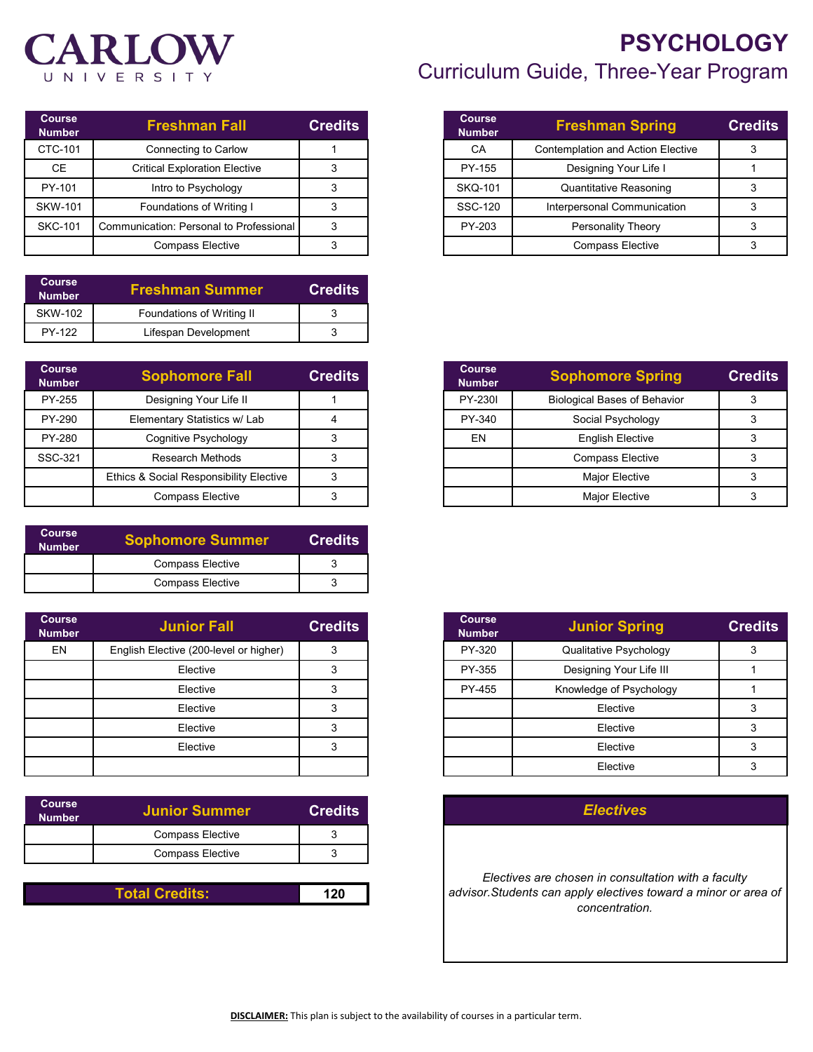# CARLOW UNIVERSITY

# PSYCHOLOGY

## Curriculum Guide, Three-Year Program

| Course Number | Freshman Fall | Credits |
|---|---|---|
| CTC-101 | Connecting to Carlow | 1 |
| CE | Critical Exploration Elective | 3 |
| PY-101 | Intro to Psychology | 3 |
| SKW-101 | Foundations of Writing I | 3 |
| SKC-101 | Communication: Personal to Professional | 3 |
| | Compass Elective | 3 |

| Course Number | Freshman Spring | Credits |
|---|---|---|
| CA | Contemplation and Action Elective | 3 |
| PY-155 | Designing Your Life I | 1 |
| SKQ-101 | Quantitative Reasoning | 3 |
| SSC-120 | Interpersonal Communication | 3 |
| PY-203 | Personality Theory | 3 |
| | Compass Elective | 3 |

| Course Number | Freshman Summer | Credits |
|---|---|---|
| SKW-102 | Foundations of Writing II | 3 |
| PY-122 | Lifespan Development | 3 |

| Course Number | Sophomore Fall | Credits |
|---|---|---|
| PY-255 | Designing Your Life II | 1 |
| PY-290 | Elementary Statistics w/ Lab | 4 |
| PY-280 | Cognitive Psychology | 3 |
| SSC-321 | Research Methods | 3 |
| | Ethics & Social Responsibility Elective | 3 |
| | Compass Elective | 3 |

| Course Number | Sophomore Spring | Credits |
|---|---|---|
| PY-230I | Biological Bases of Behavior | 3 |
| PY-340 | Social Psychology | 3 |
| EN | English Elective | 3 |
| | Compass Elective | 3 |
| | Major Elective | 3 |
| | Major Elective | 3 |

| Course Number | Sophomore Summer | Credits |
|---|---|---|
| | Compass Elective | 3 |
| | Compass Elective | 3 |

| Course Number | Junior Fall | Credits |
|---|---|---|
| EN | English Elective (200-level or higher) | 3 |
| | Elective | 3 |
| | Elective | 3 |
| | Elective | 3 |
| | Elective | 3 |
| | Elective | 3 |
| | | |

| Course Number | Junior Spring | Credits |
|---|---|---|
| PY-320 | Qualitative Psychology | 3 |
| PY-355 | Designing Your Life III | 1 |
| PY-455 | Knowledge of Psychology | 1 |
| | Elective | 3 |
| | Elective | 3 |
| | Elective | 3 |
| | Elective | 3 |

| Course Number | Junior Summer | Credits |
|---|---|---|
| | Compass Elective | 3 |
| | Compass Elective | 3 |

| | |
|---|---|
| **Total Credits:** | **120** |

### *Electives*

*Electives are chosen in consultation with a faculty advisor.Students can apply electives toward a minor or area of concentration.*

**DISCLAIMER:** This plan is subject to the availability of courses in a particular term.